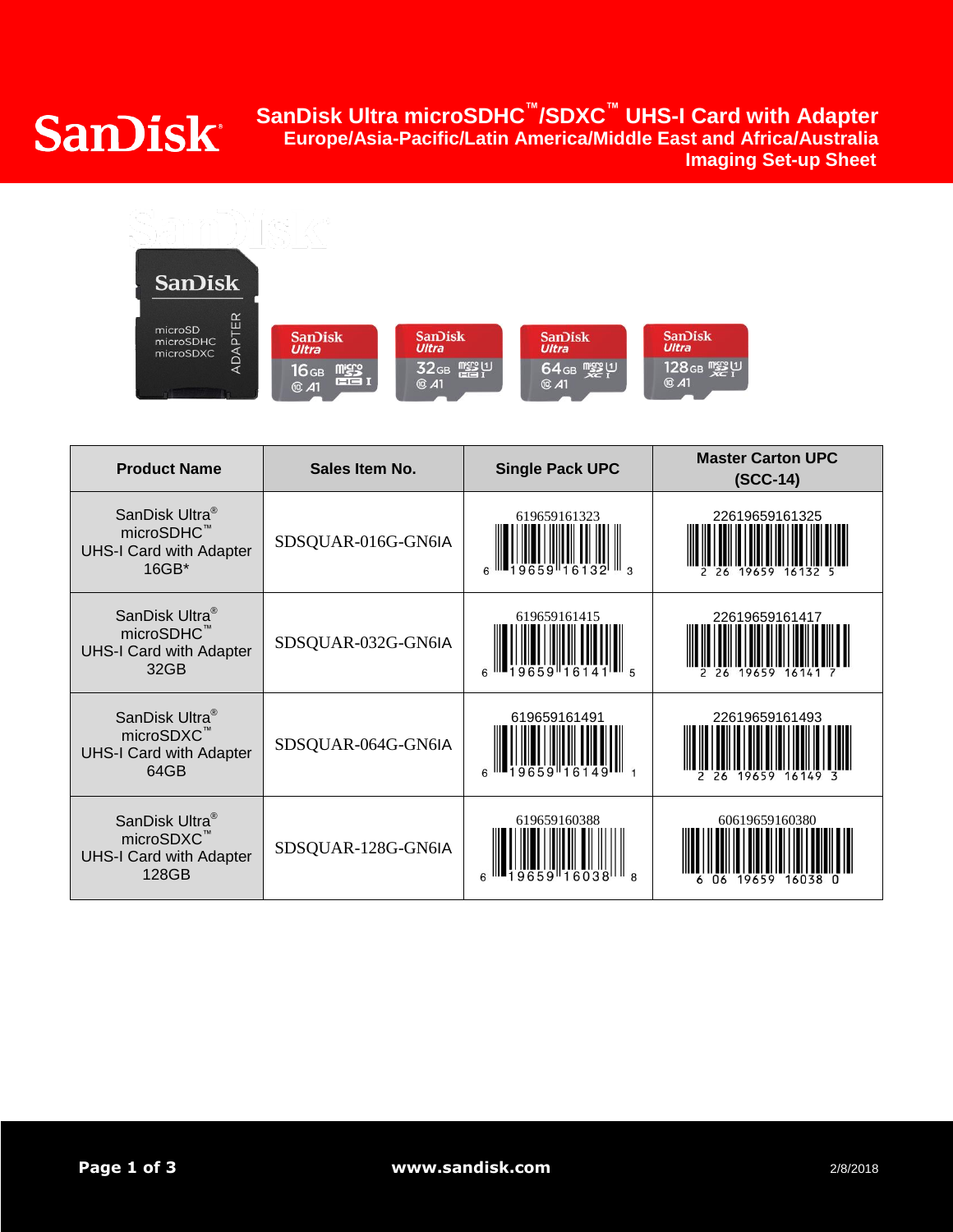# SanDisk Ultra microSDHC™/SDXC™ UHS-I Card with Adapter

## Europe/Asia-Pacific/Latin America/Middle East and Africa/Australia

## Imaging Set-up Sheet

| Product Name | Sales Item No. | Single Pack UPC | Master Carton UPC (SCC-14) |
|---|---|---|---|
| SanDisk Ultra® microSDHC™ UHS-I Card with Adapter 16GB* | SDSQUAR-016G-GN6IA | 619659161323 | 22619659161325 |
| SanDisk Ultra® microSDHC™ UHS-I Card with Adapter 32GB | SDSQUAR-032G-GN6IA | 619659161415 | 22619659161417 |
| SanDisk Ultra® microSDXC™ UHS-I Card with Adapter 64GB | SDSQUAR-064G-GN6IA | 619659161491 | 22619659161493 |
| SanDisk Ultra® microSDXC™ UHS-I Card with Adapter 128GB | SDSQUAR-128G-GN6IA | 619659160388 | 60619659160380 |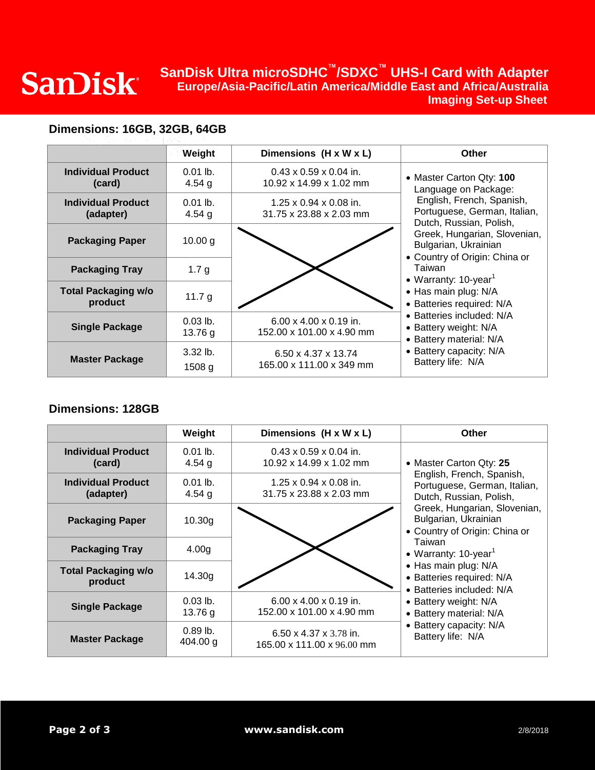# SanDisk Ultra microSDHC™/SDXC™ UHS-I Card with Adapter

**Europe/Asia-Pacific/Latin America/Middle East and Africa/Australia**

**Imaging Set-up Sheet**

## Dimensions: 16GB, 32GB, 64GB

| | Weight | Dimensions (H x W x L) | Other |
|---|---|---|---|
| **Individual Product (card)** | 0.01 lb.<br>4.54 g | 0.43 x 0.59 x 0.04 in.<br>10.92 x 14.99 x 1.02 mm | • Master Carton Qty: **100**<br>Language on Package: English, French, Spanish, Portuguese, German, Italian, Dutch, Russian, Polish, Greek, Hungarian, Slovenian, Bulgarian, Ukrainian<br>• Country of Origin: China or Taiwan<br>• Warranty: 10-year[1]<br>• Has main plug: N/A<br>• Batteries required: N/A<br>• Batteries included: N/A<br>• Battery weight: N/A<br>• Battery material: N/A<br>• Battery capacity: N/A<br>Battery life: N/A |
| **Individual Product (adapter)** | 0.01 lb.<br>4.54 g | 1.25 x 0.94 x 0.08 in.<br>31.75 x 23.88 x 2.03 mm | |
| **Packaging Paper** | 10.00 g | | |
| **Packaging Tray** | 1.7 g | | |
| **Total Packaging w/o product** | 11.7 g | | |
| **Single Package** | 0.03 lb.<br>13.76 g | 6.00 x 4.00 x 0.19 in.<br>152.00 x 101.00 x 4.90 mm | |
| **Master Package** | 3.32 lb.<br>1508 g | 6.50 x 4.37 x 13.74<br>165.00 x 111.00 x 349 mm | |

## Dimensions: 128GB

| | Weight | Dimensions (H x W x L) | Other |
|---|---|---|---|
| **Individual Product (card)** | 0.01 lb.<br>4.54 g | 0.43 x 0.59 x 0.04 in.<br>10.92 x 14.99 x 1.02 mm | • Master Carton Qty: **25**<br>English, French, Spanish, Portuguese, German, Italian, Dutch, Russian, Polish, Greek, Hungarian, Slovenian, Bulgarian, Ukrainian<br>• Country of Origin: China or Taiwan<br>• Warranty: 10-year[1]<br>• Has main plug: N/A<br>• Batteries required: N/A<br>• Batteries included: N/A<br>• Battery weight: N/A<br>• Battery material: N/A<br>• Battery capacity: N/A<br>Battery life: N/A |
| **Individual Product (adapter)** | 0.01 lb.<br>4.54 g | 1.25 x 0.94 x 0.08 in.<br>31.75 x 23.88 x 2.03 mm | |
| **Packaging Paper** | 10.30g | | |
| **Packaging Tray** | 4.00g | | |
| **Total Packaging w/o product** | 14.30g | | |
| **Single Package** | 0.03 lb.<br>13.76 g | 6.00 x 4.00 x 0.19 in.<br>152.00 x 101.00 x 4.90 mm | |
| **Master Package** | 0.89 lb.<br>404.00 g | 6.50 x 4.37 x 3.78 in.<br>165.00 x 111.00 x 96.00 mm | |

www.sandisk.com

2/8/2018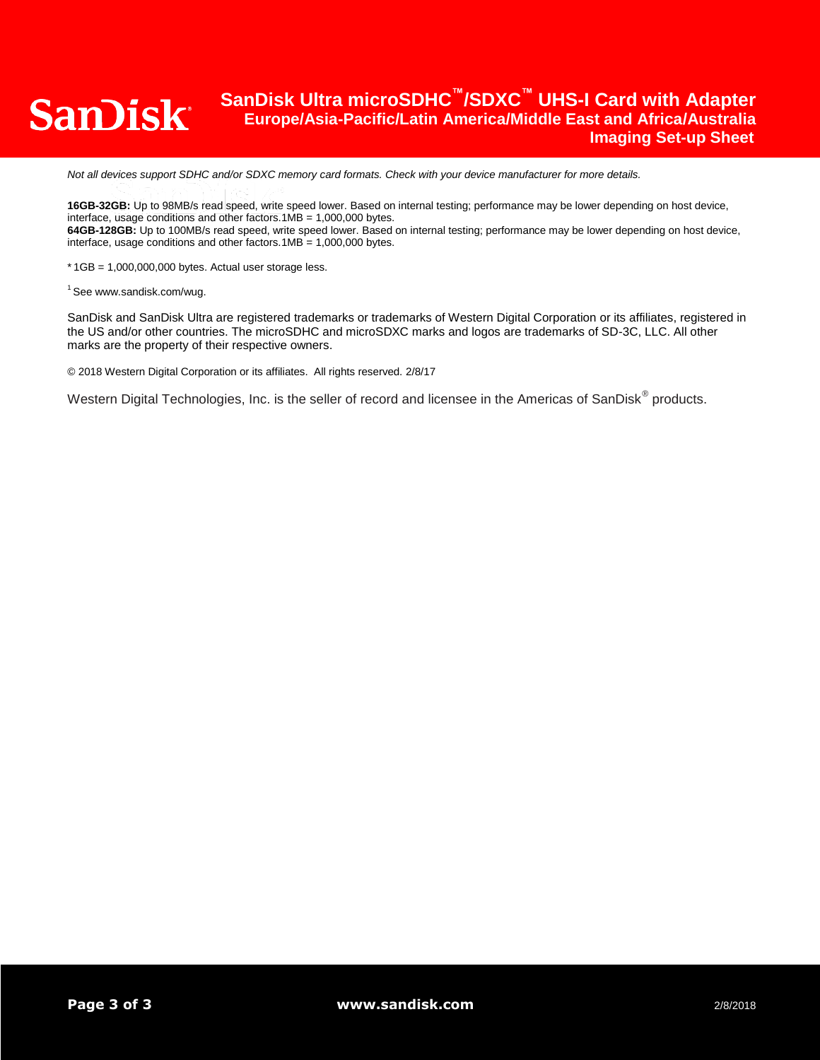*Not all devices support SDHC and/or SDXC memory card formats. Check with your device manufacturer for more details.*

**16GB-32GB:** Up to 98MB/s read speed, write speed lower. Based on internal testing; performance may be lower depending on host device, interface, usage conditions and other factors.1MB = 1,000,000 bytes.
**64GB-128GB:** Up to 100MB/s read speed, write speed lower. Based on internal testing; performance may be lower depending on host device, interface, usage conditions and other factors.1MB = 1,000,000 bytes.

* 1GB = 1,000,000,000 bytes. Actual user storage less.

[1] See www.sandisk.com/wug.

SanDisk and SanDisk Ultra are registered trademarks or trademarks of Western Digital Corporation or its affiliates, registered in the US and/or other countries. The microSDHC and microSDXC marks and logos are trademarks of SD-3C, LLC. All other marks are the property of their respective owners.

© 2018 Western Digital Corporation or its affiliates. All rights reserved. 2/8/17

Western Digital Technologies, Inc. is the seller of record and licensee in the Americas of SanDisk® products.